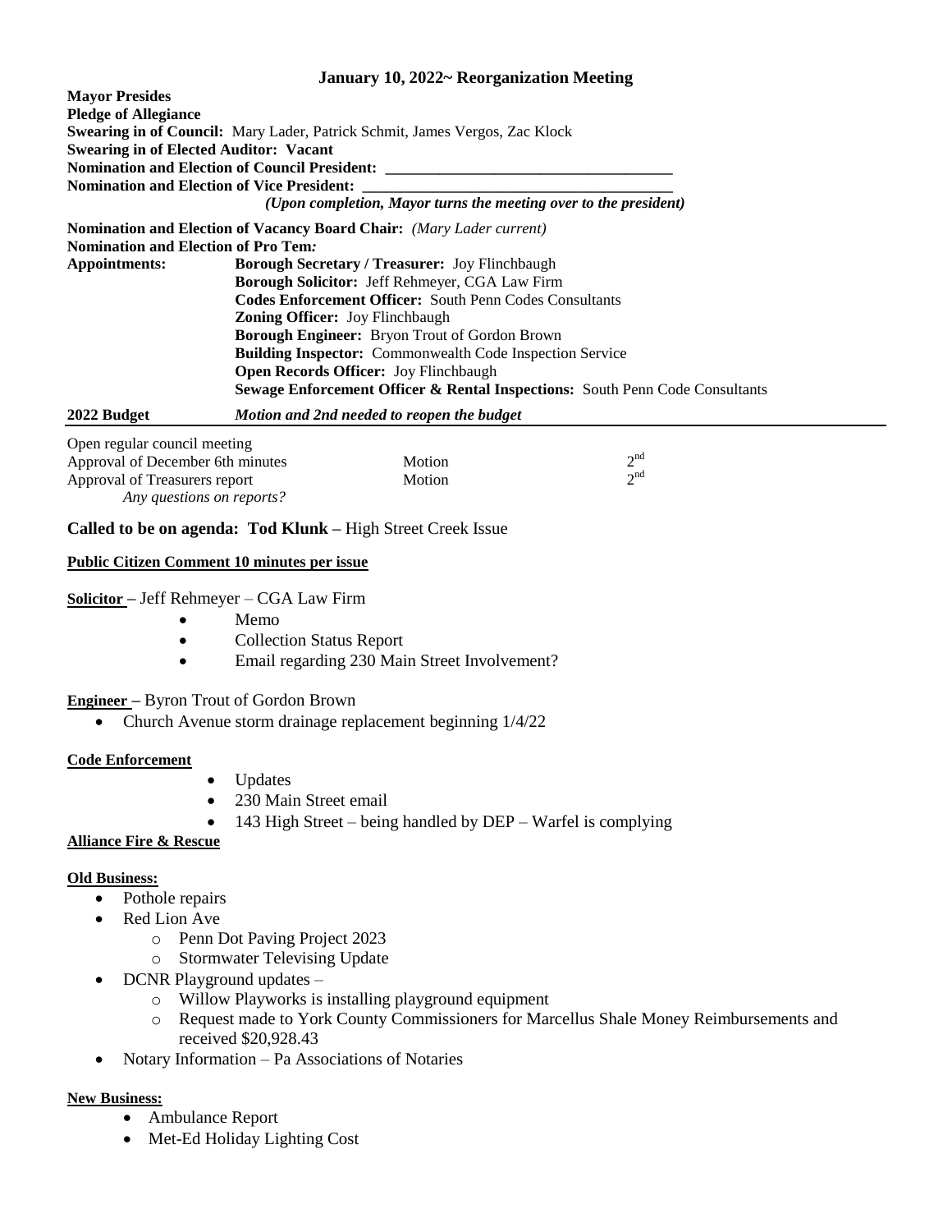## January 10, 2022~ Reorganization Meeting

**Mayor Presides**
**Pledge of Allegiance**
**Swearing in of Council:** Mary Lader, Patrick Schmit, James Vergos, Zac Klock
**Swearing in of Elected Auditor: Vacant**
**Nomination and Election of Council President:** ____________________________________
**Nomination and Election of Vice President:** ____________________________________

*(Upon completion, Mayor turns the meeting over to the president)*

**Nomination and Election of Vacancy Board Chair:** *(Mary Lader current)*
**Nomination and Election of Pro Tem:**

**Appointments:**
- **Borough Secretary / Treasurer:** Joy Flinchbaugh
- **Borough Solicitor:** Jeff Rehmeyer, CGA Law Firm
- **Codes Enforcement Officer:** South Penn Codes Consultants
- **Zoning Officer:** Joy Flinchbaugh
- **Borough Engineer:** Bryon Trout of Gordon Brown
- **Building Inspector:** Commonwealth Code Inspection Service
- **Open Records Officer:** Joy Flinchbaugh
- **Sewage Enforcement Officer & Rental Inspections:** South Penn Code Consultants

**2022 Budget** *Motion and 2nd needed to reopen the budget*

---

Open regular council meeting

| | | |
|---|---|---|
| Approval of December 6th minutes | Motion | 2nd |
| Approval of Treasurers report | Motion | 2nd |

*Any questions on reports?*

**Called to be on agenda: Tod Klunk –** High Street Creek Issue

**Public Citizen Comment 10 minutes per issue**

**Solicitor –** Jeff Rehmeyer – CGA Law Firm

- Memo
- Collection Status Report
- Email regarding 230 Main Street Involvement?

**Engineer –** Byron Trout of Gordon Brown

- Church Avenue storm drainage replacement beginning 1/4/22

**Code Enforcement**

- Updates
- 230 Main Street email
- 143 High Street – being handled by DEP – Warfel is complying

**Alliance Fire & Rescue**

**Old Business:**

- Pothole repairs
- Red Lion Ave
  - Penn Dot Paving Project 2023
  - Stormwater Televising Update
- DCNR Playground updates –
  - Willow Playworks is installing playground equipment
  - Request made to York County Commissioners for Marcellus Shale Money Reimbursements and received $20,928.43
- Notary Information – Pa Associations of Notaries

**New Business:**

- Ambulance Report
- Met-Ed Holiday Lighting Cost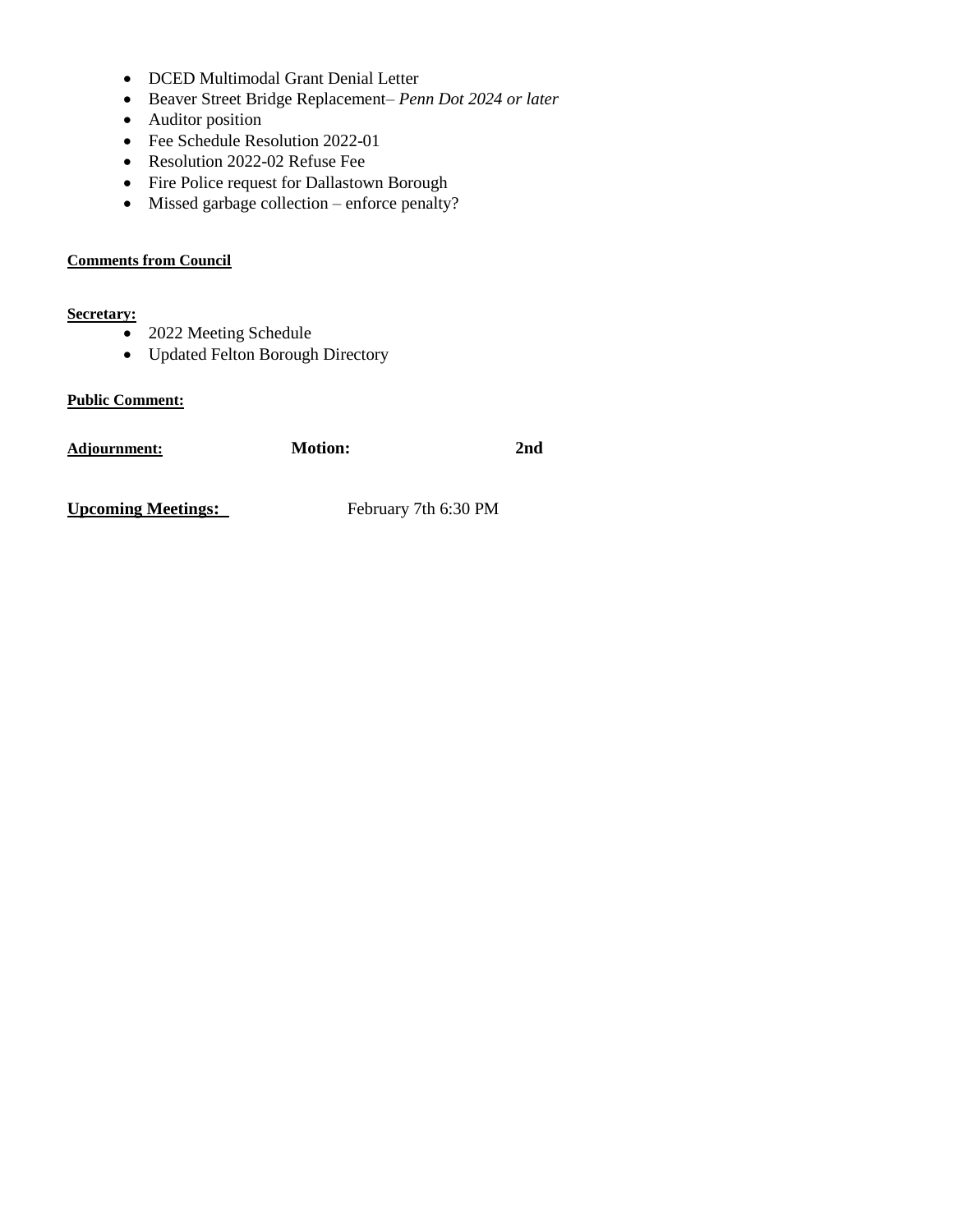- DCED Multimodal Grant Denial Letter
- Beaver Street Bridge Replacement– *Penn Dot 2024 or later*
- Auditor position
- Fee Schedule Resolution 2022-01
- Resolution 2022-02 Refuse Fee
- Fire Police request for Dallastown Borough
- Missed garbage collection – enforce penalty?

**Comments from Council**

**Secretary:**

- 2022 Meeting Schedule
- Updated Felton Borough Directory

**Public Comment:**

**Adjournment:** **Motion:** **2nd**

**Upcoming Meetings:** February 7th 6:30 PM